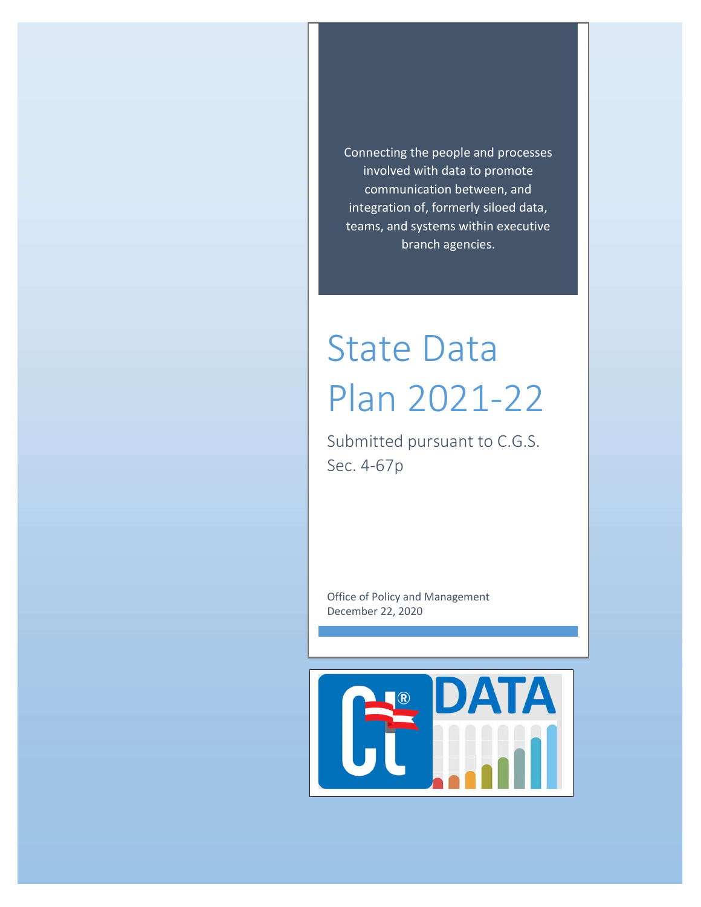Connecting the people and processes involved with data to promote communication between, and integration of, formerly siloed data, teams, and systems within executive branch agencies.

# State Data Plan 2021-22

Submitted pursuant to C.G.S. Sec. 4-67p

Office of Policy and Management
December 22, 2020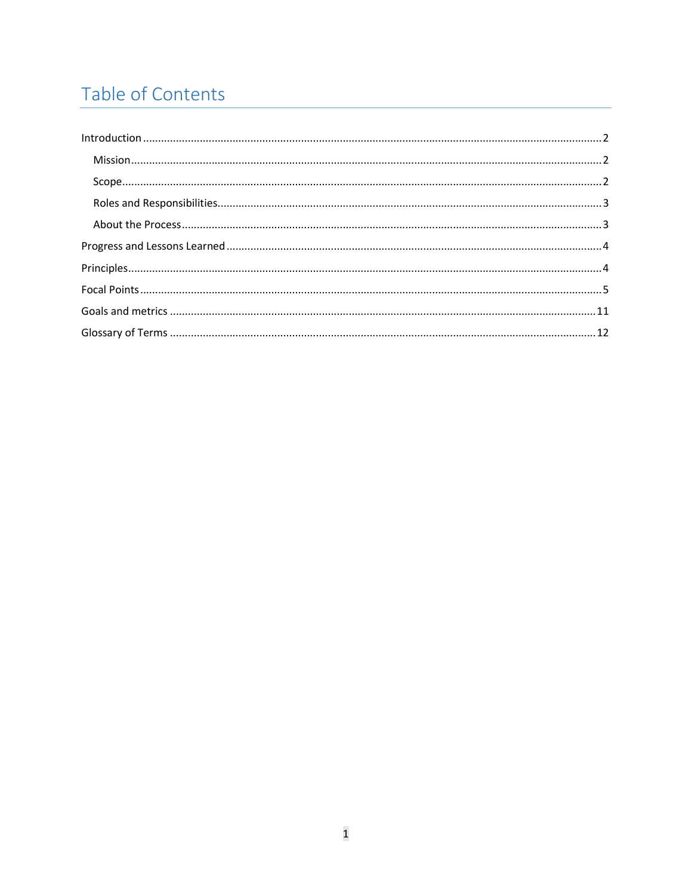# Table of Contents

Introduction ........................................................................................................ 2

- Mission ........................................................................................................ 2
- Scope ........................................................................................................ 2
- Roles and Responsibilities ........................................................................................................ 3
- About the Process ........................................................................................................ 3

Progress and Lessons Learned ........................................................................................................ 4

Principles ........................................................................................................ 4

Focal Points ........................................................................................................ 5

Goals and metrics ........................................................................................................ 11

Glossary of Terms ........................................................................................................ 12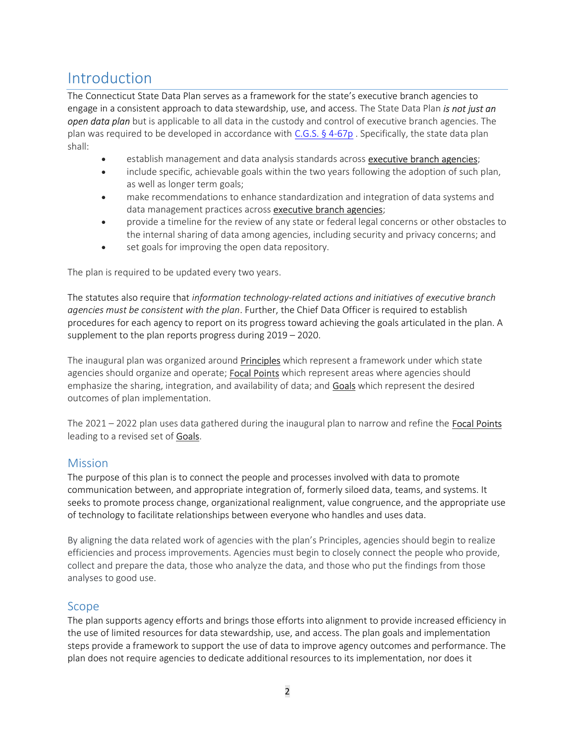# Introduction

The Connecticut State Data Plan serves as a framework for the state's executive branch agencies to engage in a consistent approach to data stewardship, use, and access. The State Data Plan ***is not just an open data plan*** but is applicable to all data in the custody and control of executive branch agencies. The plan was required to be developed in accordance with [C.G.S. § 4-67p](#) . Specifically, the state data plan shall:

- establish management and data analysis standards across executive branch agencies;
- include specific, achievable goals within the two years following the adoption of such plan, as well as longer term goals;
- make recommendations to enhance standardization and integration of data systems and data management practices across executive branch agencies;
- provide a timeline for the review of any state or federal legal concerns or other obstacles to the internal sharing of data among agencies, including security and privacy concerns; and
- set goals for improving the open data repository.

The plan is required to be updated every two years.

The statutes also require that *information technology-related actions and initiatives of executive branch agencies must be consistent with the plan*. Further, the Chief Data Officer is required to establish procedures for each agency to report on its progress toward achieving the goals articulated in the plan. A supplement to the plan reports progress during 2019 – 2020.

The inaugural plan was organized around Principles which represent a framework under which state agencies should organize and operate; Focal Points which represent areas where agencies should emphasize the sharing, integration, and availability of data; and Goals which represent the desired outcomes of plan implementation.

The 2021 – 2022 plan uses data gathered during the inaugural plan to narrow and refine the Focal Points leading to a revised set of Goals.

## Mission

The purpose of this plan is to connect the people and processes involved with data to promote communication between, and appropriate integration of, formerly siloed data, teams, and systems. It seeks to promote process change, organizational realignment, value congruence, and the appropriate use of technology to facilitate relationships between everyone who handles and uses data.

By aligning the data related work of agencies with the plan's Principles, agencies should begin to realize efficiencies and process improvements. Agencies must begin to closely connect the people who provide, collect and prepare the data, those who analyze the data, and those who put the findings from those analyses to good use.

## Scope

The plan supports agency efforts and brings those efforts into alignment to provide increased efficiency in the use of limited resources for data stewardship, use, and access. The plan goals and implementation steps provide a framework to support the use of data to improve agency outcomes and performance. The plan does not require agencies to dedicate additional resources to its implementation, nor does it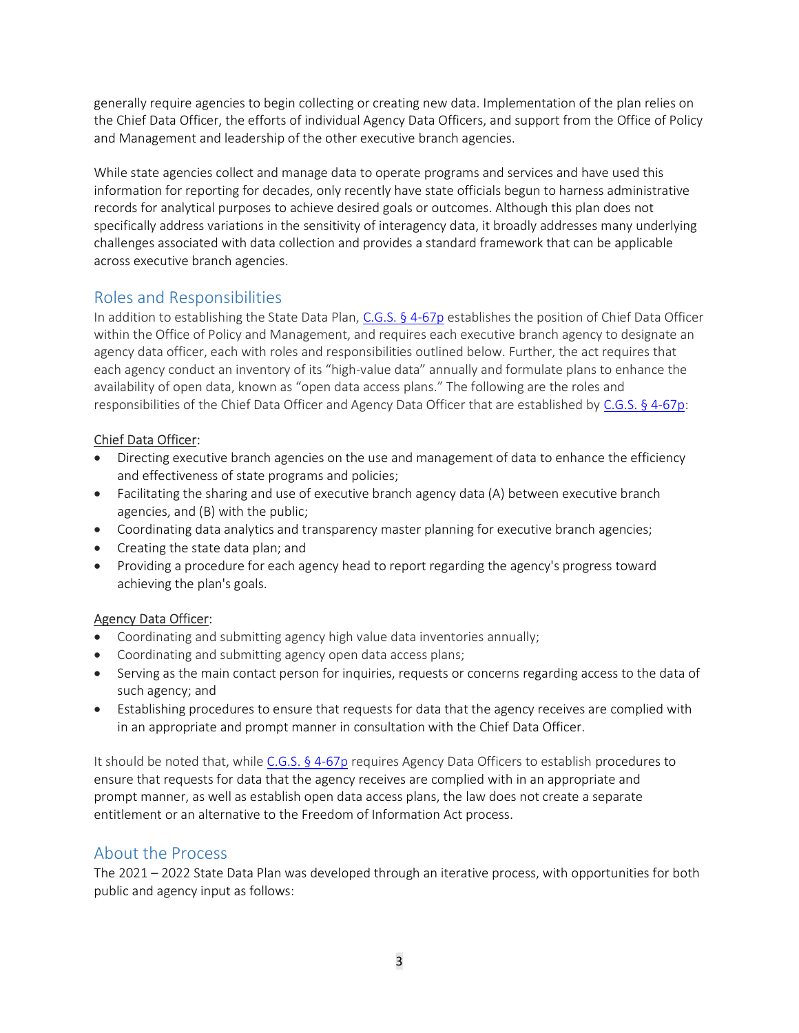generally require agencies to begin collecting or creating new data. Implementation of the plan relies on the Chief Data Officer, the efforts of individual Agency Data Officers, and support from the Office of Policy and Management and leadership of the other executive branch agencies.

While state agencies collect and manage data to operate programs and services and have used this information for reporting for decades, only recently have state officials begun to harness administrative records for analytical purposes to achieve desired goals or outcomes. Although this plan does not specifically address variations in the sensitivity of interagency data, it broadly addresses many underlying challenges associated with data collection and provides a standard framework that can be applicable across executive branch agencies.

## Roles and Responsibilities

In addition to establishing the State Data Plan, C.G.S. § 4-67p establishes the position of Chief Data Officer within the Office of Policy and Management, and requires each executive branch agency to designate an agency data officer, each with roles and responsibilities outlined below. Further, the act requires that each agency conduct an inventory of its "high-value data" annually and formulate plans to enhance the availability of open data, known as "open data access plans." The following are the roles and responsibilities of the Chief Data Officer and Agency Data Officer that are established by C.G.S. § 4-67p:

<u>Chief Data Officer</u>:

- Directing executive branch agencies on the use and management of data to enhance the efficiency and effectiveness of state programs and policies;
- Facilitating the sharing and use of executive branch agency data (A) between executive branch agencies, and (B) with the public;
- Coordinating data analytics and transparency master planning for executive branch agencies;
- Creating the state data plan; and
- Providing a procedure for each agency head to report regarding the agency's progress toward achieving the plan's goals.

<u>Agency Data Officer</u>:

- Coordinating and submitting agency high value data inventories annually;
- Coordinating and submitting agency open data access plans;
- Serving as the main contact person for inquiries, requests or concerns regarding access to the data of such agency; and
- Establishing procedures to ensure that requests for data that the agency receives are complied with in an appropriate and prompt manner in consultation with the Chief Data Officer.

It should be noted that, while C.G.S. § 4-67p requires Agency Data Officers to establish procedures to ensure that requests for data that the agency receives are complied with in an appropriate and prompt manner, as well as establish open data access plans, the law does not create a separate entitlement or an alternative to the Freedom of Information Act process.

## About the Process

The 2021 – 2022 State Data Plan was developed through an iterative process, with opportunities for both public and agency input as follows: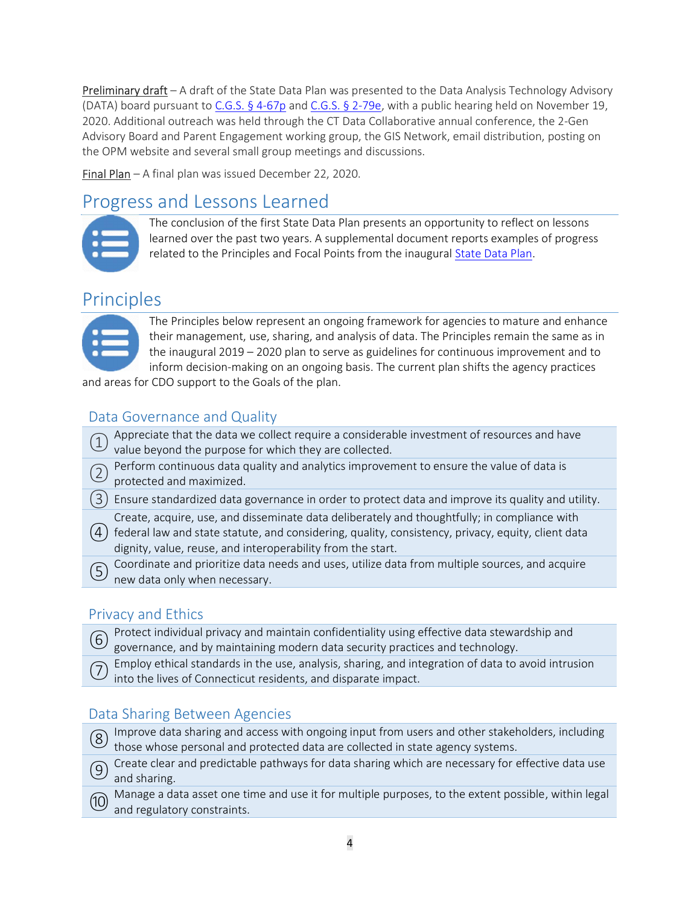<u>Preliminary draft</u> – A draft of the State Data Plan was presented to the Data Analysis Technology Advisory (DATA) board pursuant to [C.G.S. § 4-67p](#) and [C.G.S. § 2-79e](#), with a public hearing held on November 19, 2020. Additional outreach was held through the CT Data Collaborative annual conference, the 2-Gen Advisory Board and Parent Engagement working group, the GIS Network, email distribution, posting on the OPM website and several small group meetings and discussions.

<u>Final Plan</u> – A final plan was issued December 22, 2020.

## Progress and Lessons Learned

The conclusion of the first State Data Plan presents an opportunity to reflect on lessons learned over the past two years. A supplemental document reports examples of progress related to the Principles and Focal Points from the inaugural [State Data Plan](#).

## Principles

The Principles below represent an ongoing framework for agencies to mature and enhance their management, use, sharing, and analysis of data. The Principles remain the same as in the inaugural 2019 – 2020 plan to serve as guidelines for continuous improvement and to inform decision-making on an ongoing basis. The current plan shifts the agency practices and areas for CDO support to the Goals of the plan.

### Data Governance and Quality

1. Appreciate that the data we collect require a considerable investment of resources and have value beyond the purpose for which they are collected.
2. Perform continuous data quality and analytics improvement to ensure the value of data is protected and maximized.
3. Ensure standardized data governance in order to protect data and improve its quality and utility.
4. Create, acquire, use, and disseminate data deliberately and thoughtfully; in compliance with federal law and state statute, and considering, quality, consistency, privacy, equity, client data dignity, value, reuse, and interoperability from the start.
5. Coordinate and prioritize data needs and uses, utilize data from multiple sources, and acquire new data only when necessary.

### Privacy and Ethics

6. Protect individual privacy and maintain confidentiality using effective data stewardship and governance, and by maintaining modern data security practices and technology.
7. Employ ethical standards in the use, analysis, sharing, and integration of data to avoid intrusion into the lives of Connecticut residents, and disparate impact.

### Data Sharing Between Agencies

8. Improve data sharing and access with ongoing input from users and other stakeholders, including those whose personal and protected data are collected in state agency systems.
9. Create clear and predictable pathways for data sharing which are necessary for effective data use and sharing.
10. Manage a data asset one time and use it for multiple purposes, to the extent possible, within legal and regulatory constraints.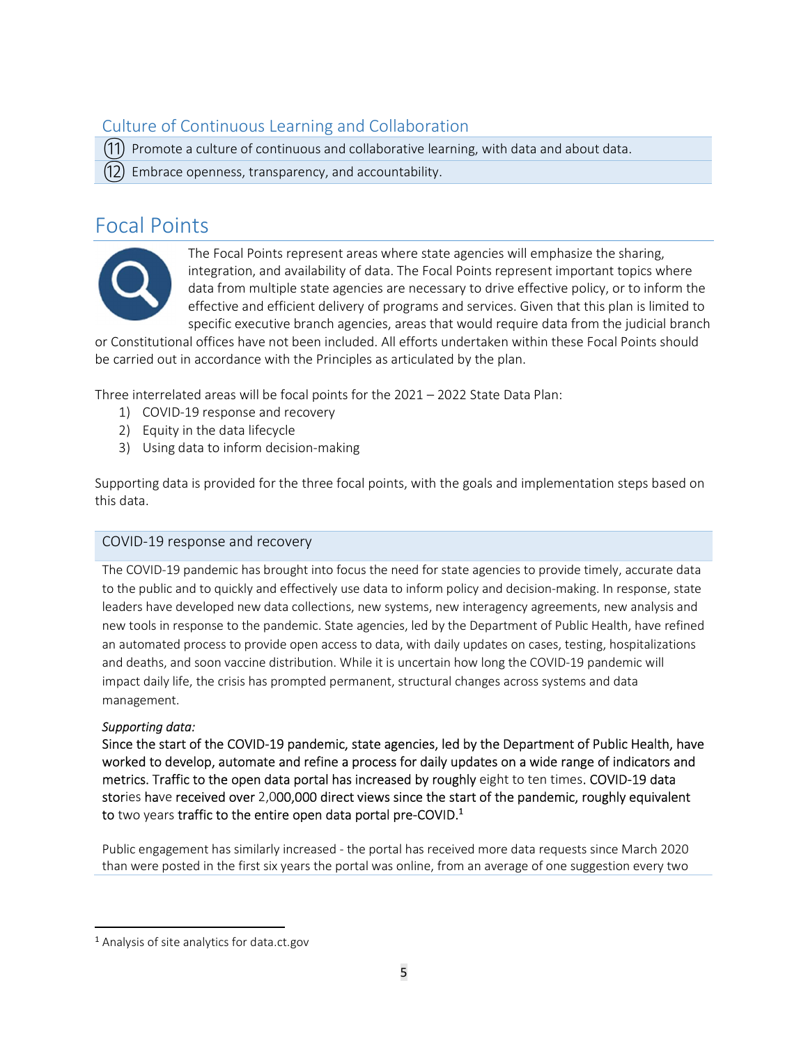### Culture of Continuous Learning and Collaboration

| | |
|---|---|
| (11) | Promote a culture of continuous and collaborative learning, with data and about data. |
| (12) | Embrace openness, transparency, and accountability. |

## Focal Points

The Focal Points represent areas where state agencies will emphasize the sharing, integration, and availability of data. The Focal Points represent important topics where data from multiple state agencies are necessary to drive effective policy, or to inform the effective and efficient delivery of programs and services. Given that this plan is limited to specific executive branch agencies, areas that would require data from the judicial branch or Constitutional offices have not been included. All efforts undertaken within these Focal Points should be carried out in accordance with the Principles as articulated by the plan.

Three interrelated areas will be focal points for the 2021 – 2022 State Data Plan:

1) COVID-19 response and recovery
2) Equity in the data lifecycle
3) Using data to inform decision-making

Supporting data is provided for the three focal points, with the goals and implementation steps based on this data.

### COVID-19 response and recovery

The COVID-19 pandemic has brought into focus the need for state agencies to provide timely, accurate data to the public and to quickly and effectively use data to inform policy and decision-making. In response, state leaders have developed new data collections, new systems, new interagency agreements, new analysis and new tools in response to the pandemic. State agencies, led by the Department of Public Health, have refined an automated process to provide open access to data, with daily updates on cases, testing, hospitalizations and deaths, and soon vaccine distribution. While it is uncertain how long the COVID-19 pandemic will impact daily life, the crisis has prompted permanent, structural changes across systems and data management.

*Supporting data:*

Since the start of the COVID-19 pandemic, state agencies, led by the Department of Public Health, have worked to develop, automate and refine a process for daily updates on a wide range of indicators and metrics. Traffic to the open data portal has increased by roughly eight to ten times. COVID-19 data stories have received over 2,000,000 direct views since the start of the pandemic, roughly equivalent to two years traffic to the entire open data portal pre-COVID.[1]

Public engagement has similarly increased - the portal has received more data requests since March 2020 than were posted in the first six years the portal was online, from an average of one suggestion every two

[1] Analysis of site analytics for data.ct.gov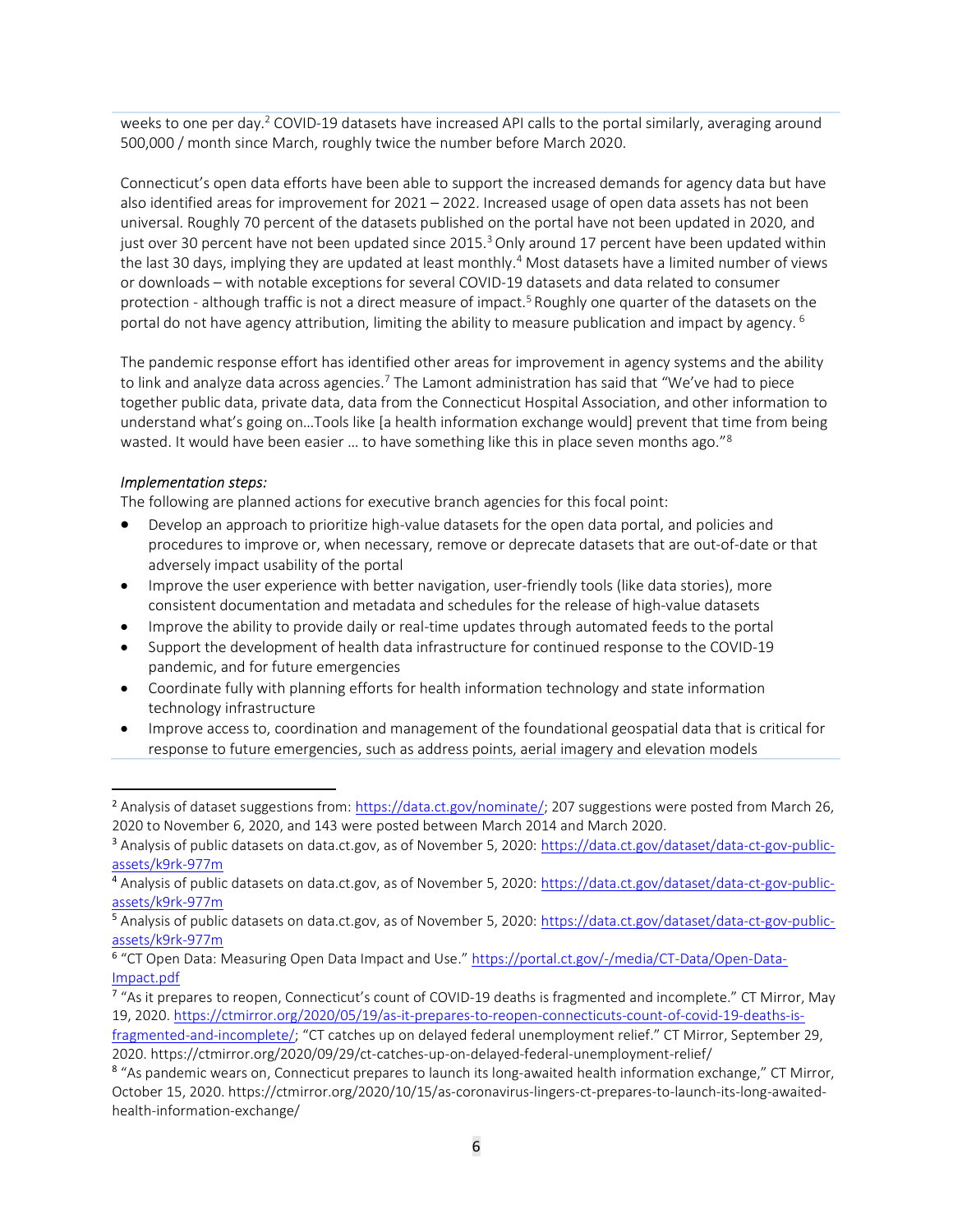weeks to one per day.[2] COVID-19 datasets have increased API calls to the portal similarly, averaging around 500,000 / month since March, roughly twice the number before March 2020.

Connecticut's open data efforts have been able to support the increased demands for agency data but have also identified areas for improvement for 2021 – 2022. Increased usage of open data assets has not been universal. Roughly 70 percent of the datasets published on the portal have not been updated in 2020, and just over 30 percent have not been updated since 2015.[3] Only around 17 percent have been updated within the last 30 days, implying they are updated at least monthly.[4] Most datasets have a limited number of views or downloads – with notable exceptions for several COVID-19 datasets and data related to consumer protection - although traffic is not a direct measure of impact.[5] Roughly one quarter of the datasets on the portal do not have agency attribution, limiting the ability to measure publication and impact by agency. [6]

The pandemic response effort has identified other areas for improvement in agency systems and the ability to link and analyze data across agencies.[7] The Lamont administration has said that "We've had to piece together public data, private data, data from the Connecticut Hospital Association, and other information to understand what's going on…Tools like [a health information exchange would] prevent that time from being wasted. It would have been easier … to have something like this in place seven months ago."[8]

*Implementation steps:*

The following are planned actions for executive branch agencies for this focal point:

- Develop an approach to prioritize high-value datasets for the open data portal, and policies and procedures to improve or, when necessary, remove or deprecate datasets that are out-of-date or that adversely impact usability of the portal
- Improve the user experience with better navigation, user-friendly tools (like data stories), more consistent documentation and metadata and schedules for the release of high-value datasets
- Improve the ability to provide daily or real-time updates through automated feeds to the portal
- Support the development of health data infrastructure for continued response to the COVID-19 pandemic, and for future emergencies
- Coordinate fully with planning efforts for health information technology and state information technology infrastructure
- Improve access to, coordination and management of the foundational geospatial data that is critical for response to future emergencies, such as address points, aerial imagery and elevation models

---

[2] Analysis of dataset suggestions from: https://data.ct.gov/nominate/; 207 suggestions were posted from March 26, 2020 to November 6, 2020, and 143 were posted between March 2014 and March 2020.

[3] Analysis of public datasets on data.ct.gov, as of November 5, 2020: https://data.ct.gov/dataset/data-ct-gov-public-assets/k9rk-977m

[4] Analysis of public datasets on data.ct.gov, as of November 5, 2020: https://data.ct.gov/dataset/data-ct-gov-public-assets/k9rk-977m

[5] Analysis of public datasets on data.ct.gov, as of November 5, 2020: https://data.ct.gov/dataset/data-ct-gov-public-assets/k9rk-977m

[6] "CT Open Data: Measuring Open Data Impact and Use." https://portal.ct.gov/-/media/CT-Data/Open-Data-Impact.pdf

[7] "As it prepares to reopen, Connecticut's count of COVID-19 deaths is fragmented and incomplete." CT Mirror, May 19, 2020. https://ctmirror.org/2020/05/19/as-it-prepares-to-reopen-connecticuts-count-of-covid-19-deaths-is-fragmented-and-incomplete/; "CT catches up on delayed federal unemployment relief." CT Mirror, September 29, 2020. https://ctmirror.org/2020/09/29/ct-catches-up-on-delayed-federal-unemployment-relief/

[8] "As pandemic wears on, Connecticut prepares to launch its long-awaited health information exchange," CT Mirror, October 15, 2020. https://ctmirror.org/2020/10/15/as-coronavirus-lingers-ct-prepares-to-launch-its-long-awaited-health-information-exchange/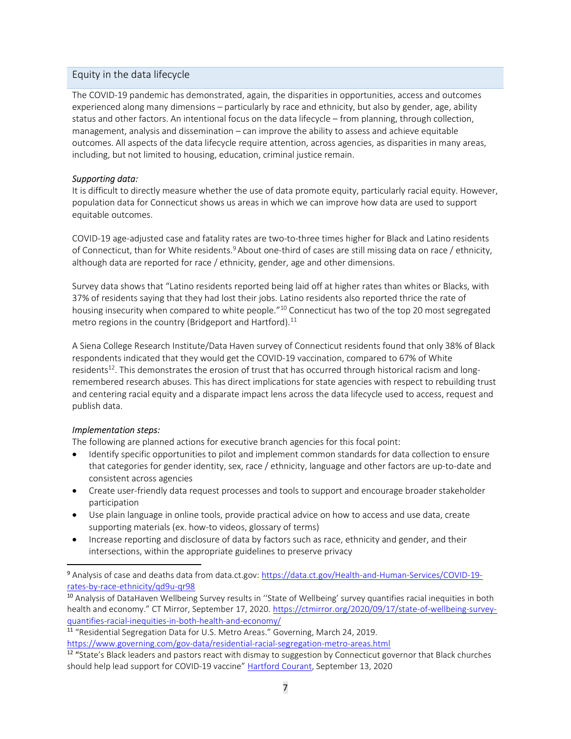## Equity in the data lifecycle

The COVID-19 pandemic has demonstrated, again, the disparities in opportunities, access and outcomes experienced along many dimensions – particularly by race and ethnicity, but also by gender, age, ability status and other factors. An intentional focus on the data lifecycle – from planning, through collection, management, analysis and dissemination – can improve the ability to assess and achieve equitable outcomes. All aspects of the data lifecycle require attention, across agencies, as disparities in many areas, including, but not limited to housing, education, criminal justice remain.

*Supporting data:*

It is difficult to directly measure whether the use of data promote equity, particularly racial equity. However, population data for Connecticut shows us areas in which we can improve how data are used to support equitable outcomes.

COVID-19 age-adjusted case and fatality rates are two-to-three times higher for Black and Latino residents of Connecticut, than for White residents.[9] About one-third of cases are still missing data on race / ethnicity, although data are reported for race / ethnicity, gender, age and other dimensions.

Survey data shows that "Latino residents reported being laid off at higher rates than whites or Blacks, with 37% of residents saying that they had lost their jobs. Latino residents also reported thrice the rate of housing insecurity when compared to white people."[10] Connecticut has two of the top 20 most segregated metro regions in the country (Bridgeport and Hartford).[11]

A Siena College Research Institute/Data Haven survey of Connecticut residents found that only 38% of Black respondents indicated that they would get the COVID-19 vaccination, compared to 67% of White residents[12]. This demonstrates the erosion of trust that has occurred through historical racism and long-remembered research abuses. This has direct implications for state agencies with respect to rebuilding trust and centering racial equity and a disparate impact lens across the data lifecycle used to access, request and publish data.

*Implementation steps:*

The following are planned actions for executive branch agencies for this focal point:

- Identify specific opportunities to pilot and implement common standards for data collection to ensure that categories for gender identity, sex, race / ethnicity, language and other factors are up-to-date and consistent across agencies
- Create user-friendly data request processes and tools to support and encourage broader stakeholder participation
- Use plain language in online tools, provide practical advice on how to access and use data, create supporting materials (ex. how-to videos, glossary of terms)
- Increase reporting and disclosure of data by factors such as race, ethnicity and gender, and their intersections, within the appropriate guidelines to preserve privacy

---

[9] Analysis of case and deaths data from data.ct.gov: https://data.ct.gov/Health-and-Human-Services/COVID-19-rates-by-race-ethnicity/qd9u-qr98

[10] Analysis of DataHaven Wellbeing Survey results in ''State of Wellbeing' survey quantifies racial inequities in both health and economy." CT Mirror, September 17, 2020. https://ctmirror.org/2020/09/17/state-of-wellbeing-survey-quantifies-racial-inequities-in-both-health-and-economy/

[11] "Residential Segregation Data for U.S. Metro Areas." Governing, March 24, 2019. https://www.governing.com/gov-data/residential-racial-segregation-metro-areas.html

[12] "State's Black leaders and pastors react with dismay to suggestion by Connecticut governor that Black churches should help lead support for COVID-19 vaccine" Hartford Courant, September 13, 2020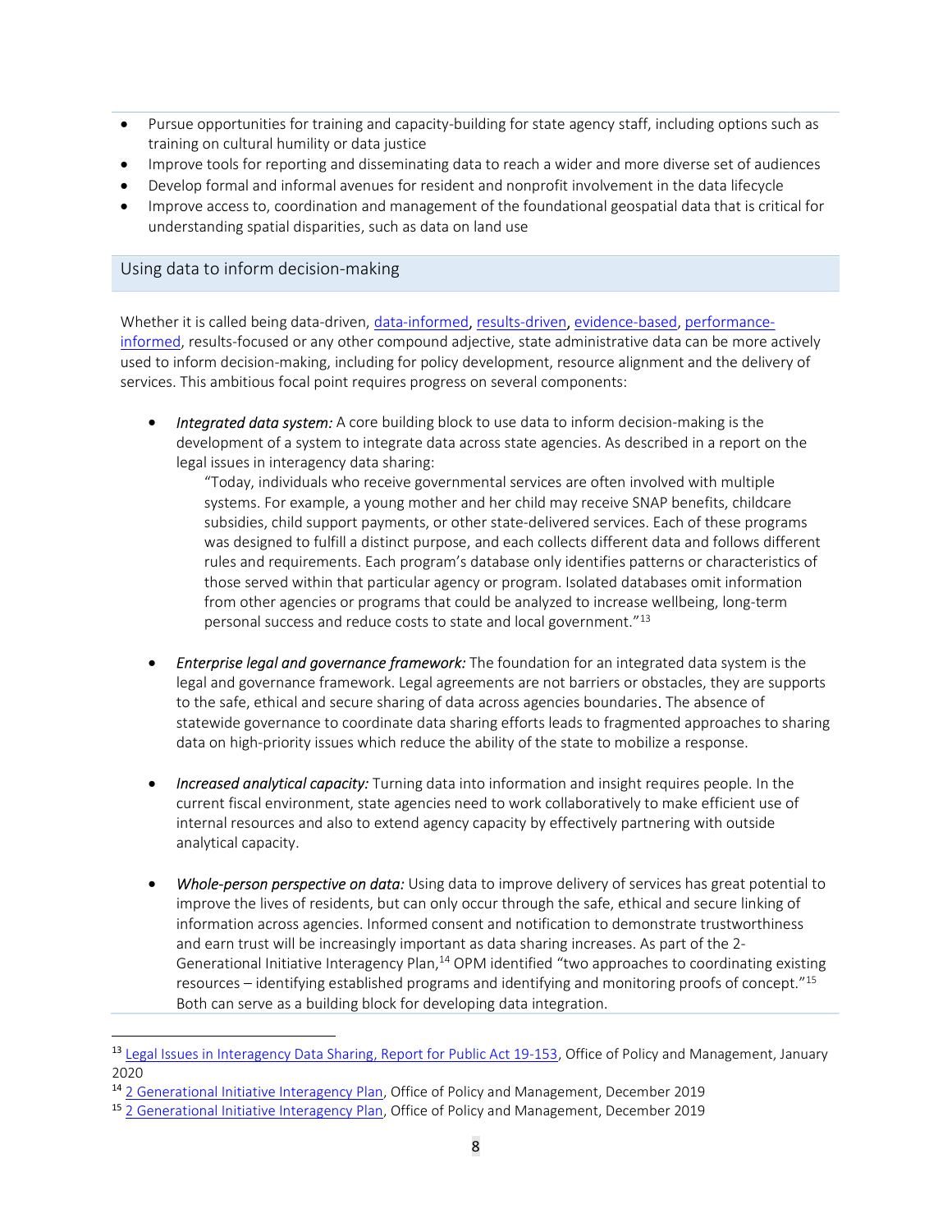- Pursue opportunities for training and capacity-building for state agency staff, including options such as training on cultural humility or data justice
- Improve tools for reporting and disseminating data to reach a wider and more diverse set of audiences
- Develop formal and informal avenues for resident and nonprofit involvement in the data lifecycle
- Improve access to, coordination and management of the foundational geospatial data that is critical for understanding spatial disparities, such as data on land use

## Using data to inform decision-making

Whether it is called being data-driven, data-informed, results-driven, evidence-based, performance-informed, results-focused or any other compound adjective, state administrative data can be more actively used to inform decision-making, including for policy development, resource alignment and the delivery of services. This ambitious focal point requires progress on several components:

- *Integrated data system:* A core building block to use data to inform decision-making is the development of a system to integrate data across state agencies. As described in a report on the legal issues in interagency data sharing:

  > "Today, individuals who receive governmental services are often involved with multiple systems. For example, a young mother and her child may receive SNAP benefits, childcare subsidies, child support payments, or other state-delivered services. Each of these programs was designed to fulfill a distinct purpose, and each collects different data and follows different rules and requirements. Each program's database only identifies patterns or characteristics of those served within that particular agency or program. Isolated databases omit information from other agencies or programs that could be analyzed to increase wellbeing, long-term personal success and reduce costs to state and local government."[13]

- *Enterprise legal and governance framework:* The foundation for an integrated data system is the legal and governance framework. Legal agreements are not barriers or obstacles, they are supports to the safe, ethical and secure sharing of data across agencies boundaries. The absence of statewide governance to coordinate data sharing efforts leads to fragmented approaches to sharing data on high-priority issues which reduce the ability of the state to mobilize a response.

- *Increased analytical capacity:* Turning data into information and insight requires people. In the current fiscal environment, state agencies need to work collaboratively to make efficient use of internal resources and also to extend agency capacity by effectively partnering with outside analytical capacity.

- *Whole-person perspective on data:* Using data to improve delivery of services has great potential to improve the lives of residents, but can only occur through the safe, ethical and secure linking of information across agencies. Informed consent and notification to demonstrate trustworthiness and earn trust will be increasingly important as data sharing increases. As part of the 2-Generational Initiative Interagency Plan,[14] OPM identified "two approaches to coordinating existing resources – identifying established programs and identifying and monitoring proofs of concept."[15] Both can serve as a building block for developing data integration.

---

[13] Legal Issues in Interagency Data Sharing, Report for Public Act 19-153, Office of Policy and Management, January 2020

[14] 2 Generational Initiative Interagency Plan, Office of Policy and Management, December 2019

[15] 2 Generational Initiative Interagency Plan, Office of Policy and Management, December 2019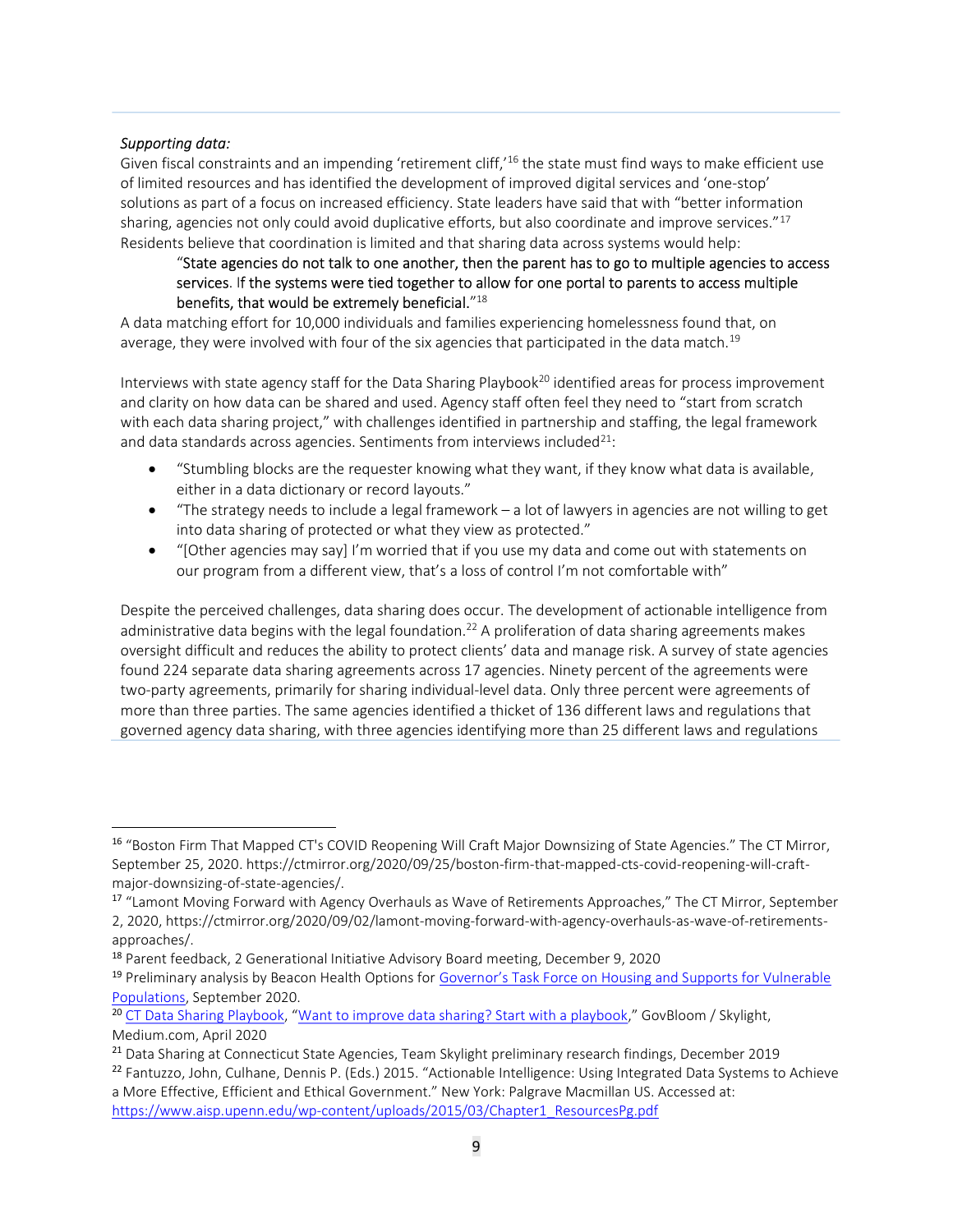*Supporting data:*

Given fiscal constraints and an impending 'retirement cliff,'[16] the state must find ways to make efficient use of limited resources and has identified the development of improved digital services and 'one-stop' solutions as part of a focus on increased efficiency. State leaders have said that with "better information sharing, agencies not only could avoid duplicative efforts, but also coordinate and improve services."[17] Residents believe that coordination is limited and that sharing data across systems would help:

> "State agencies do not talk to one another, then the parent has to go to multiple agencies to access services. If the systems were tied together to allow for one portal to parents to access multiple benefits, that would be extremely beneficial."[18]

A data matching effort for 10,000 individuals and families experiencing homelessness found that, on average, they were involved with four of the six agencies that participated in the data match.[19]

Interviews with state agency staff for the Data Sharing Playbook[20] identified areas for process improvement and clarity on how data can be shared and used. Agency staff often feel they need to "start from scratch with each data sharing project," with challenges identified in partnership and staffing, the legal framework and data standards across agencies. Sentiments from interviews included[21]:

- "Stumbling blocks are the requester knowing what they want, if they know what data is available, either in a data dictionary or record layouts."
- "The strategy needs to include a legal framework – a lot of lawyers in agencies are not willing to get into data sharing of protected or what they view as protected."
- "[Other agencies may say] I'm worried that if you use my data and come out with statements on our program from a different view, that's a loss of control I'm not comfortable with"

Despite the perceived challenges, data sharing does occur. The development of actionable intelligence from administrative data begins with the legal foundation.[22] A proliferation of data sharing agreements makes oversight difficult and reduces the ability to protect clients' data and manage risk. A survey of state agencies found 224 separate data sharing agreements across 17 agencies. Ninety percent of the agreements were two-party agreements, primarily for sharing individual-level data. Only three percent were agreements of more than three parties. The same agencies identified a thicket of 136 different laws and regulations that governed agency data sharing, with three agencies identifying more than 25 different laws and regulations

---

[16] "Boston Firm That Mapped CT's COVID Reopening Will Craft Major Downsizing of State Agencies." The CT Mirror, September 25, 2020. https://ctmirror.org/2020/09/25/boston-firm-that-mapped-cts-covid-reopening-will-craft-major-downsizing-of-state-agencies/.

[17] "Lamont Moving Forward with Agency Overhauls as Wave of Retirements Approaches," The CT Mirror, September 2, 2020, https://ctmirror.org/2020/09/02/lamont-moving-forward-with-agency-overhauls-as-wave-of-retirements-approaches/.

[18] Parent feedback, 2 Generational Initiative Advisory Board meeting, December 9, 2020

[19] Preliminary analysis by Beacon Health Options for Governor's Task Force on Housing and Supports for Vulnerable Populations, September 2020.

[20] CT Data Sharing Playbook, "Want to improve data sharing? Start with a playbook," GovBloom / Skylight, Medium.com, April 2020

[21] Data Sharing at Connecticut State Agencies, Team Skylight preliminary research findings, December 2019

[22] Fantuzzo, John, Culhane, Dennis P. (Eds.) 2015. "Actionable Intelligence: Using Integrated Data Systems to Achieve a More Effective, Efficient and Ethical Government." New York: Palgrave Macmillan US. Accessed at: https://www.aisp.upenn.edu/wp-content/uploads/2015/03/Chapter1_ResourcesPg.pdf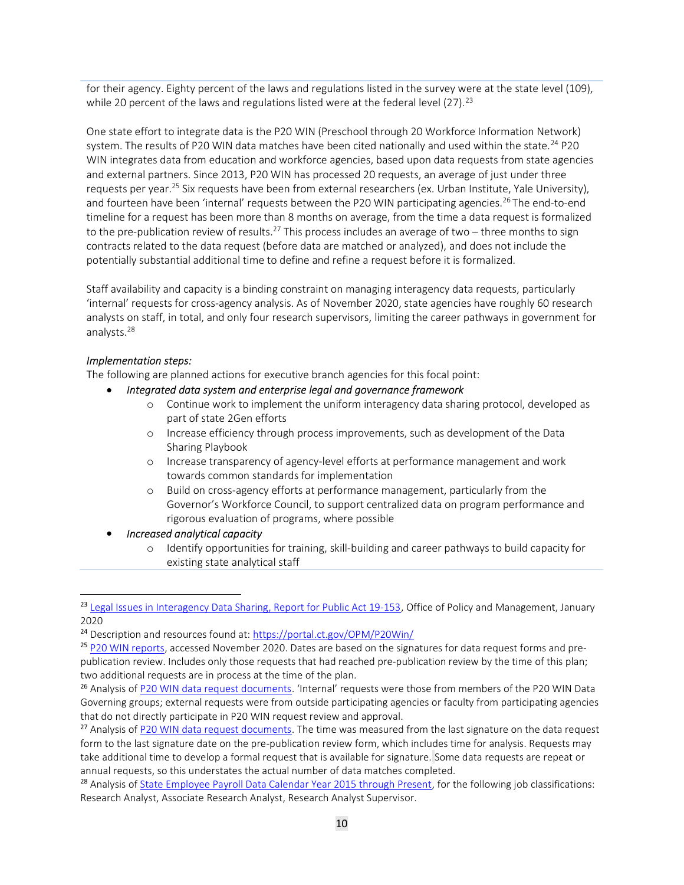for their agency. Eighty percent of the laws and regulations listed in the survey were at the state level (109), while 20 percent of the laws and regulations listed were at the federal level (27).[23]

One state effort to integrate data is the P20 WIN (Preschool through 20 Workforce Information Network) system. The results of P20 WIN data matches have been cited nationally and used within the state.[24] P20 WIN integrates data from education and workforce agencies, based upon data requests from state agencies and external partners. Since 2013, P20 WIN has processed 20 requests, an average of just under three requests per year.[25] Six requests have been from external researchers (ex. Urban Institute, Yale University), and fourteen have been 'internal' requests between the P20 WIN participating agencies.[26] The end-to-end timeline for a request has been more than 8 months on average, from the time a data request is formalized to the pre-publication review of results.[27] This process includes an average of two – three months to sign contracts related to the data request (before data are matched or analyzed), and does not include the potentially substantial additional time to define and refine a request before it is formalized.

Staff availability and capacity is a binding constraint on managing interagency data requests, particularly 'internal' requests for cross-agency analysis. As of November 2020, state agencies have roughly 60 research analysts on staff, in total, and only four research supervisors, limiting the career pathways in government for analysts.[28]

*Implementation steps:*
The following are planned actions for executive branch agencies for this focal point:

- *Integrated data system and enterprise legal and governance framework*
  - Continue work to implement the uniform interagency data sharing protocol, developed as part of state 2Gen efforts
  - Increase efficiency through process improvements, such as development of the Data Sharing Playbook
  - Increase transparency of agency-level efforts at performance management and work towards common standards for implementation
  - Build on cross-agency efforts at performance management, particularly from the Governor's Workforce Council, to support centralized data on program performance and rigorous evaluation of programs, where possible
- *Increased analytical capacity*
  - Identify opportunities for training, skill-building and career pathways to build capacity for existing state analytical staff

---

[23] Legal Issues in Interagency Data Sharing, Report for Public Act 19-153, Office of Policy and Management, January 2020

[24] Description and resources found at: https://portal.ct.gov/OPM/P20Win/

[25] P20 WIN reports, accessed November 2020. Dates are based on the signatures for data request forms and pre-publication review. Includes only those requests that had reached pre-publication review by the time of this plan; two additional requests are in process at the time of the plan.

[26] Analysis of P20 WIN data request documents. 'Internal' requests were those from members of the P20 WIN Data Governing groups; external requests were from outside participating agencies or faculty from participating agencies that do not directly participate in P20 WIN request review and approval.

[27] Analysis of P20 WIN data request documents. The time was measured from the last signature on the data request form to the last signature date on the pre-publication review form, which includes time for analysis. Requests may take additional time to develop a formal request that is available for signature. Some data requests are repeat or annual requests, so this understates the actual number of data matches completed.

[28] Analysis of State Employee Payroll Data Calendar Year 2015 through Present, for the following job classifications: Research Analyst, Associate Research Analyst, Research Analyst Supervisor.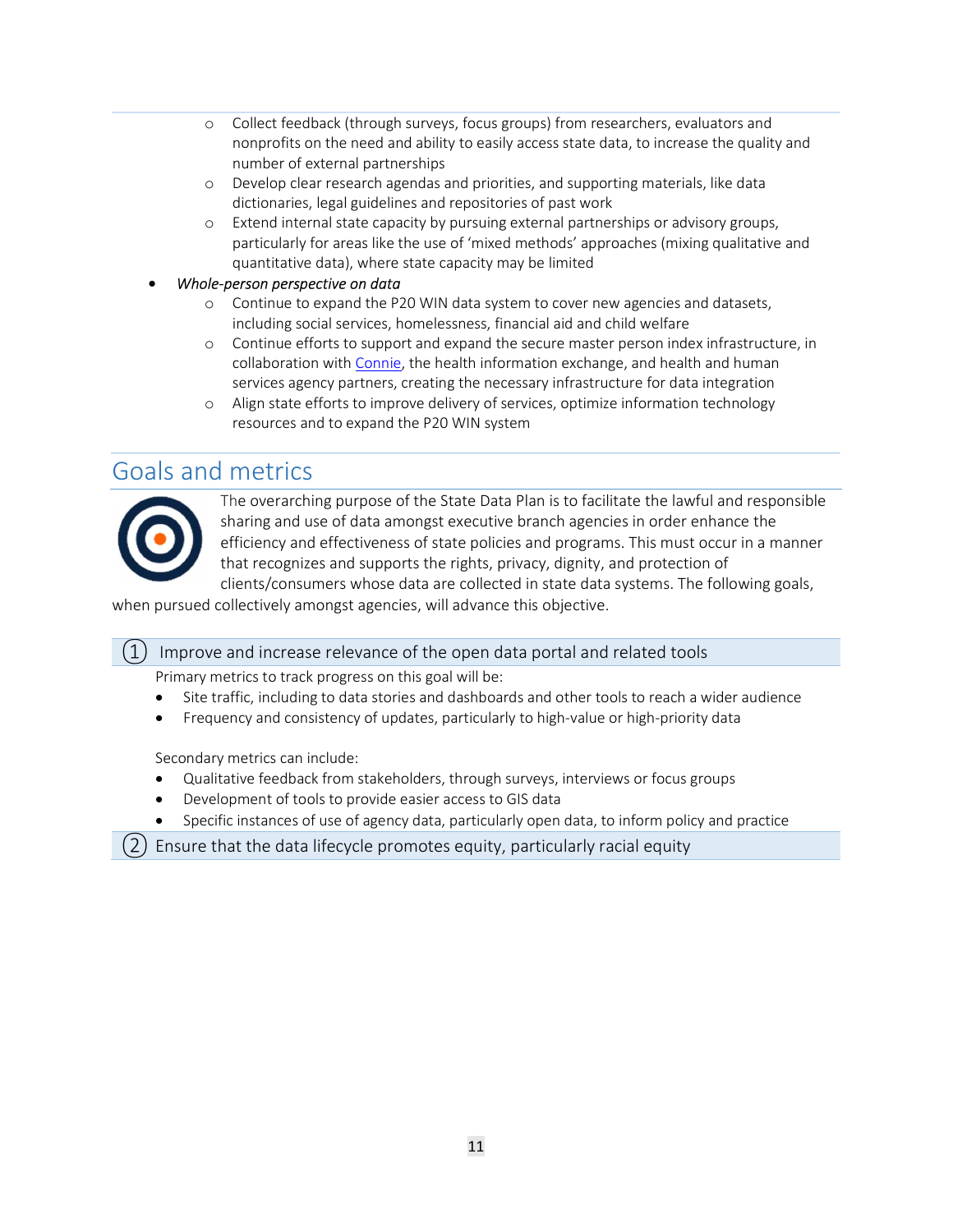- Collect feedback (through surveys, focus groups) from researchers, evaluators and nonprofits on the need and ability to easily access state data, to increase the quality and number of external partnerships
- Develop clear research agendas and priorities, and supporting materials, like data dictionaries, legal guidelines and repositories of past work
- Extend internal state capacity by pursuing external partnerships or advisory groups, particularly for areas like the use of 'mixed methods' approaches (mixing qualitative and quantitative data), where state capacity may be limited

- *Whole-person perspective on data*
  - Continue to expand the P20 WIN data system to cover new agencies and datasets, including social services, homelessness, financial aid and child welfare
  - Continue efforts to support and expand the secure master person index infrastructure, in collaboration with [Connie](), the health information exchange, and health and human services agency partners, creating the necessary infrastructure for data integration
  - Align state efforts to improve delivery of services, optimize information technology resources and to expand the P20 WIN system

## Goals and metrics

The overarching purpose of the State Data Plan is to facilitate the lawful and responsible sharing and use of data amongst executive branch agencies in order enhance the efficiency and effectiveness of state policies and programs. This must occur in a manner that recognizes and supports the rights, privacy, dignity, and protection of clients/consumers whose data are collected in state data systems. The following goals, when pursued collectively amongst agencies, will advance this objective.

### ① Improve and increase relevance of the open data portal and related tools

Primary metrics to track progress on this goal will be:

- Site traffic, including to data stories and dashboards and other tools to reach a wider audience
- Frequency and consistency of updates, particularly to high-value or high-priority data

Secondary metrics can include:

- Qualitative feedback from stakeholders, through surveys, interviews or focus groups
- Development of tools to provide easier access to GIS data
- Specific instances of use of agency data, particularly open data, to inform policy and practice

### ② Ensure that the data lifecycle promotes equity, particularly racial equity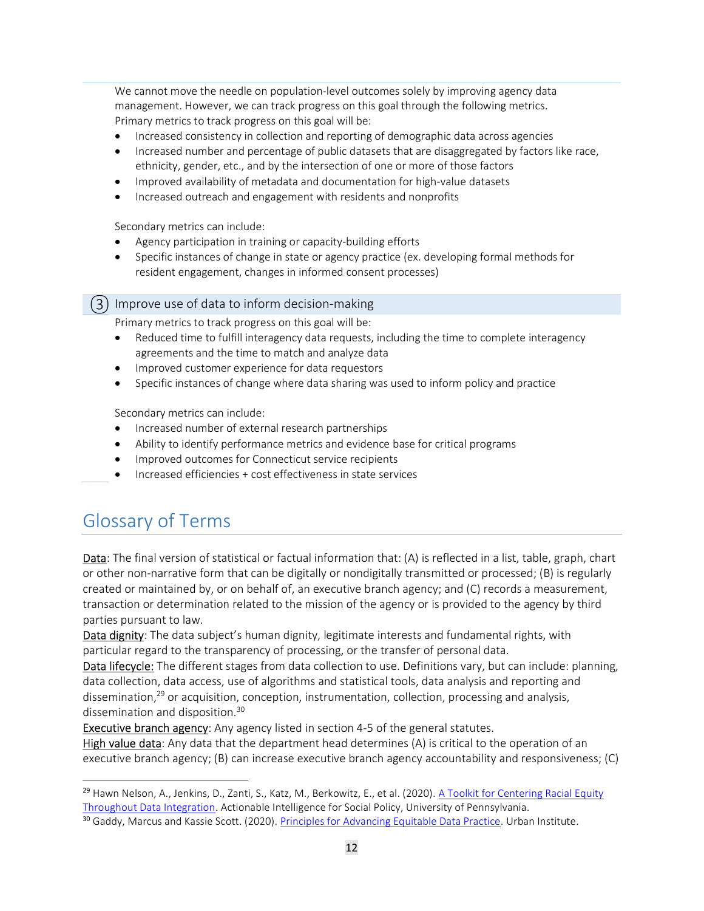We cannot move the needle on population-level outcomes solely by improving agency data management. However, we can track progress on this goal through the following metrics.
Primary metrics to track progress on this goal will be:

- Increased consistency in collection and reporting of demographic data across agencies
- Increased number and percentage of public datasets that are disaggregated by factors like race, ethnicity, gender, etc., and by the intersection of one or more of those factors
- Improved availability of metadata and documentation for high-value datasets
- Increased outreach and engagement with residents and nonprofits

Secondary metrics can include:

- Agency participation in training or capacity-building efforts
- Specific instances of change in state or agency practice (ex. developing formal methods for resident engagement, changes in informed consent processes)

### ③ Improve use of data to inform decision-making

Primary metrics to track progress on this goal will be:

- Reduced time to fulfill interagency data requests, including the time to complete interagency agreements and the time to match and analyze data
- Improved customer experience for data requestors
- Specific instances of change where data sharing was used to inform policy and practice

Secondary metrics can include:

- Increased number of external research partnerships
- Ability to identify performance metrics and evidence base for critical programs
- Improved outcomes for Connecticut service recipients
- Increased efficiencies + cost effectiveness in state services

## Glossary of Terms

Data: The final version of statistical or factual information that: (A) is reflected in a list, table, graph, chart or other non-narrative form that can be digitally or nondigitally transmitted or processed; (B) is regularly created or maintained by, or on behalf of, an executive branch agency; and (C) records a measurement, transaction or determination related to the mission of the agency or is provided to the agency by third parties pursuant to law.
Data dignity: The data subject's human dignity, legitimate interests and fundamental rights, with particular regard to the transparency of processing, or the transfer of personal data.
Data lifecycle: The different stages from data collection to use. Definitions vary, but can include: planning, data collection, data access, use of algorithms and statistical tools, data analysis and reporting and dissemination,[29] or acquisition, conception, instrumentation, collection, processing and analysis, dissemination and disposition.[30]
Executive branch agency: Any agency listed in section 4-5 of the general statutes.
High value data: Any data that the department head determines (A) is critical to the operation of an executive branch agency; (B) can increase executive branch agency accountability and responsiveness; (C)

---

[29] Hawn Nelson, A., Jenkins, D., Zanti, S., Katz, M., Berkowitz, E., et al. (2020). A Toolkit for Centering Racial Equity Throughout Data Integration. Actionable Intelligence for Social Policy, University of Pennsylvania.
[30] Gaddy, Marcus and Kassie Scott. (2020). Principles for Advancing Equitable Data Practice. Urban Institute.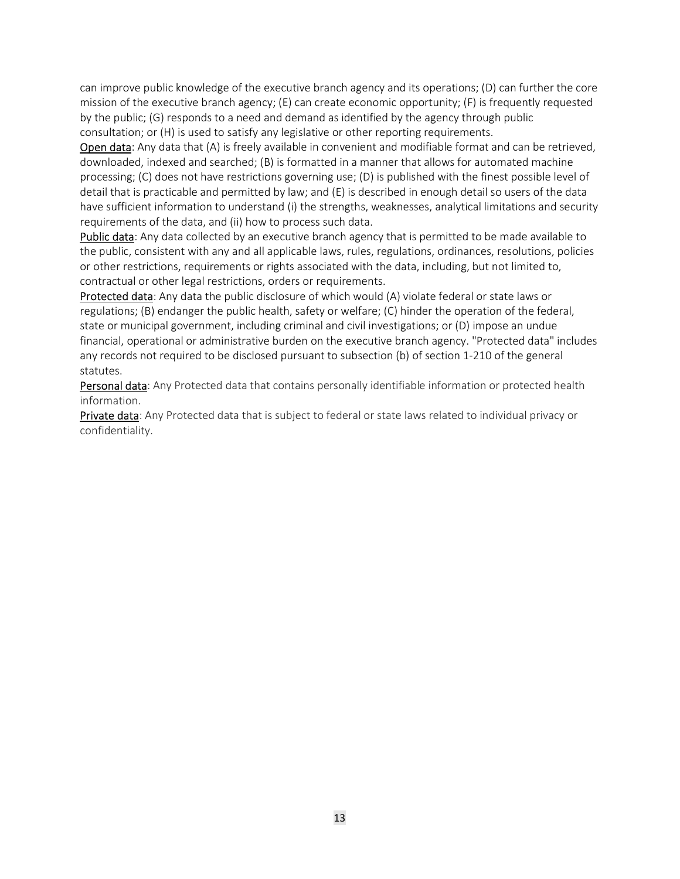can improve public knowledge of the executive branch agency and its operations; (D) can further the core mission of the executive branch agency; (E) can create economic opportunity; (F) is frequently requested by the public; (G) responds to a need and demand as identified by the agency through public consultation; or (H) is used to satisfy any legislative or other reporting requirements.

Open data: Any data that (A) is freely available in convenient and modifiable format and can be retrieved, downloaded, indexed and searched; (B) is formatted in a manner that allows for automated machine processing; (C) does not have restrictions governing use; (D) is published with the finest possible level of detail that is practicable and permitted by law; and (E) is described in enough detail so users of the data have sufficient information to understand (i) the strengths, weaknesses, analytical limitations and security requirements of the data, and (ii) how to process such data.

Public data: Any data collected by an executive branch agency that is permitted to be made available to the public, consistent with any and all applicable laws, rules, regulations, ordinances, resolutions, policies or other restrictions, requirements or rights associated with the data, including, but not limited to, contractual or other legal restrictions, orders or requirements.

Protected data: Any data the public disclosure of which would (A) violate federal or state laws or regulations; (B) endanger the public health, safety or welfare; (C) hinder the operation of the federal, state or municipal government, including criminal and civil investigations; or (D) impose an undue financial, operational or administrative burden on the executive branch agency. "Protected data" includes any records not required to be disclosed pursuant to subsection (b) of section 1-210 of the general statutes.

Personal data: Any Protected data that contains personally identifiable information or protected health information.

Private data: Any Protected data that is subject to federal or state laws related to individual privacy or confidentiality.